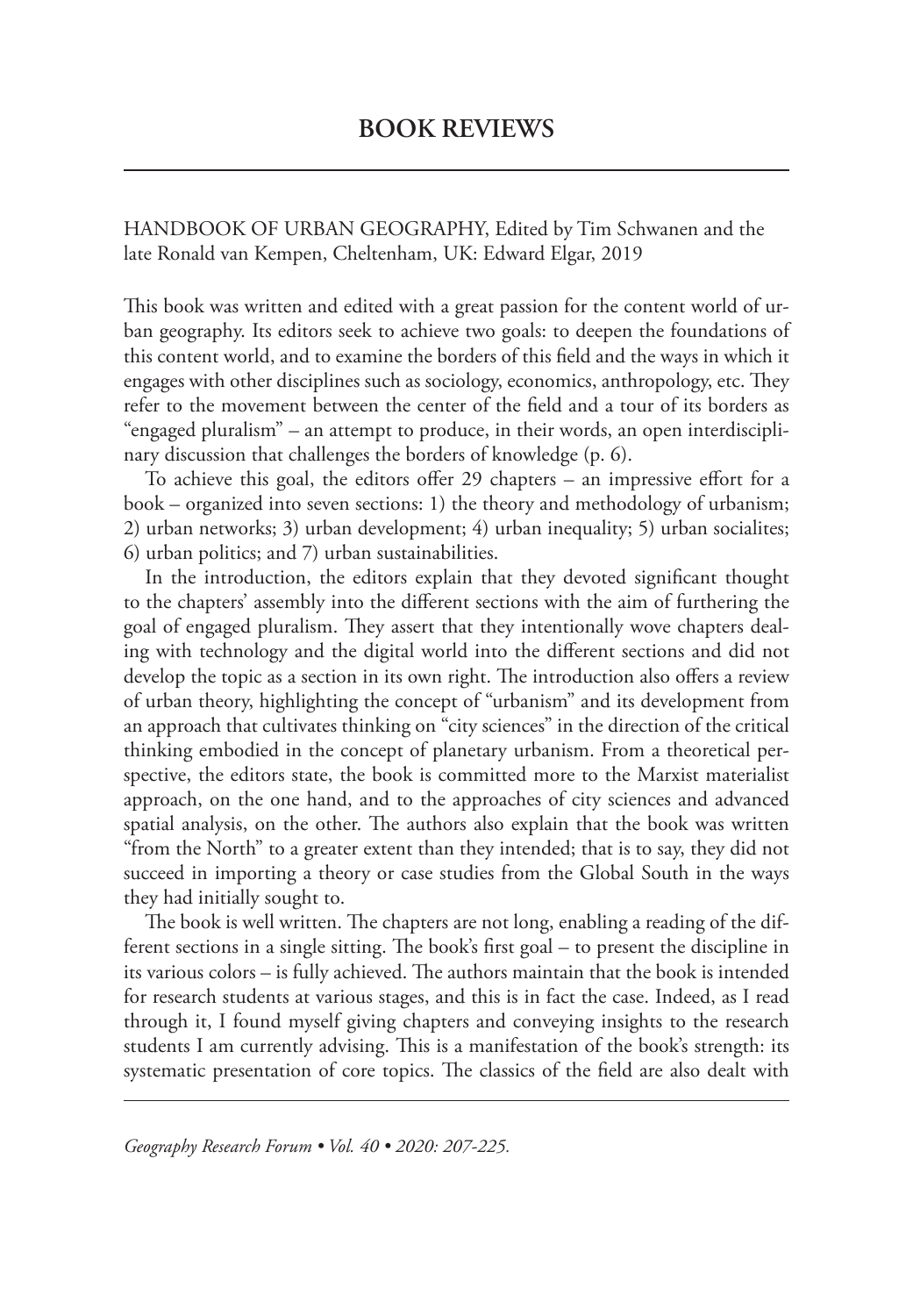# BOOK REVIEWS

HANDBOOK OF URBAN GEOGRAPHY, Edited by Tim Schwanen and the late Ronald van Kempen, Cheltenham, UK: Edward Elgar, 2019

This book was written and edited with a great passion for the content world of urban geography. Its editors seek to achieve two goals: to deepen the foundations of this content world, and to examine the borders of this field and the ways in which it engages with other disciplines such as sociology, economics, anthropology, etc. They refer to the movement between the center of the field and a tour of its borders as "engaged pluralism" – an attempt to produce, in their words, an open interdisciplinary discussion that challenges the borders of knowledge (p. 6).

To achieve this goal, the editors offer 29 chapters – an impressive effort for a book – organized into seven sections: 1) the theory and methodology of urbanism; 2) urban networks; 3) urban development; 4) urban inequality; 5) urban socialites; 6) urban politics; and 7) urban sustainabilities.

In the introduction, the editors explain that they devoted significant thought to the chapters' assembly into the different sections with the aim of furthering the goal of engaged pluralism. They assert that they intentionally wove chapters dealing with technology and the digital world into the different sections and did not develop the topic as a section in its own right. The introduction also offers a review of urban theory, highlighting the concept of "urbanism" and its development from an approach that cultivates thinking on "city sciences" in the direction of the critical thinking embodied in the concept of planetary urbanism. From a theoretical perspective, the editors state, the book is committed more to the Marxist materialist approach, on the one hand, and to the approaches of city sciences and advanced spatial analysis, on the other. The authors also explain that the book was written "from the North" to a greater extent than they intended; that is to say, they did not succeed in importing a theory or case studies from the Global South in the ways they had initially sought to.

The book is well written. The chapters are not long, enabling a reading of the different sections in a single sitting. The book's first goal – to present the discipline in its various colors – is fully achieved. The authors maintain that the book is intended for research students at various stages, and this is in fact the case. Indeed, as I read through it, I found myself giving chapters and conveying insights to the research students I am currently advising. This is a manifestation of the book's strength: its systematic presentation of core topics. The classics of the field are also dealt with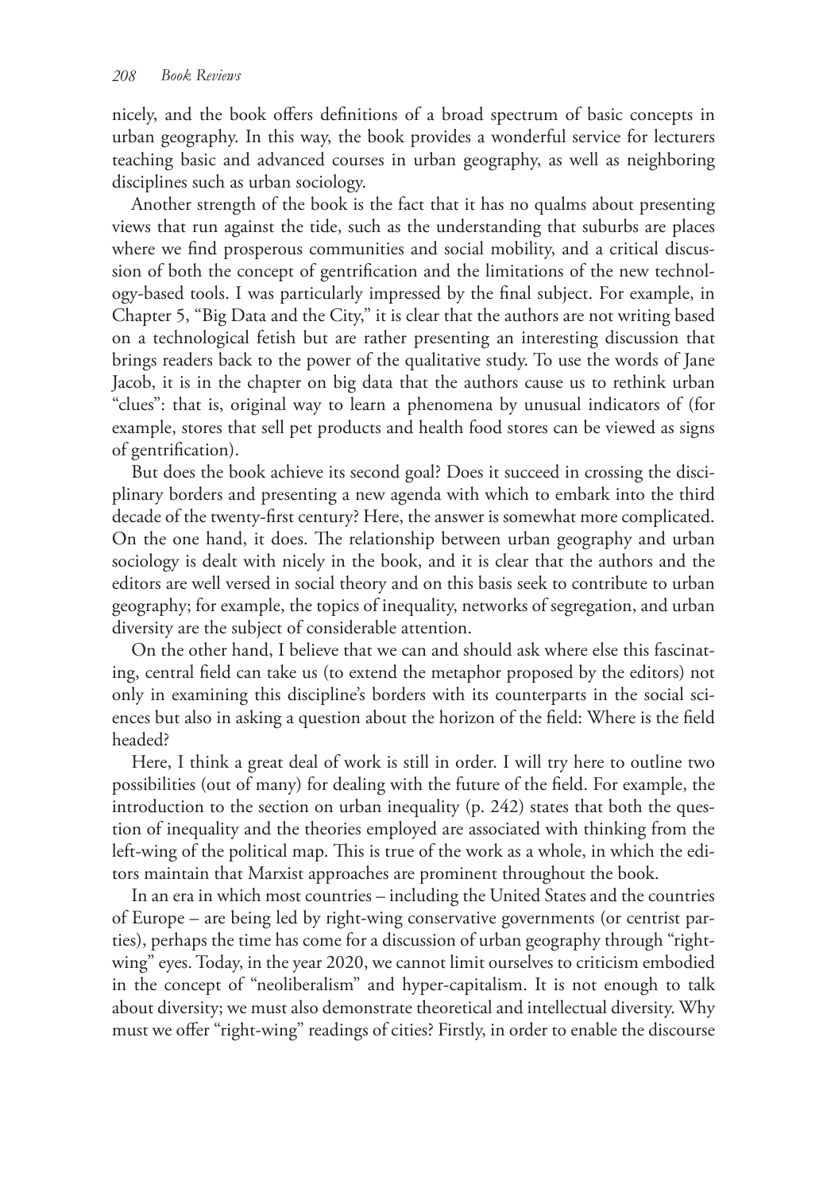nicely, and the book offers definitions of a broad spectrum of basic concepts in urban geography. In this way, the book provides a wonderful service for lecturers teaching basic and advanced courses in urban geography, as well as neighboring disciplines such as urban sociology.

Another strength of the book is the fact that it has no qualms about presenting views that run against the tide, such as the understanding that suburbs are places where we find prosperous communities and social mobility, and a critical discussion of both the concept of gentrification and the limitations of the new technology-based tools. I was particularly impressed by the final subject. For example, in Chapter 5, "Big Data and the City," it is clear that the authors are not writing based on a technological fetish but are rather presenting an interesting discussion that brings readers back to the power of the qualitative study. To use the words of Jane Jacob, it is in the chapter on big data that the authors cause us to rethink urban "clues": that is, original way to learn a phenomena by unusual indicators of (for example, stores that sell pet products and health food stores can be viewed as signs of gentrification).

But does the book achieve its second goal? Does it succeed in crossing the disciplinary borders and presenting a new agenda with which to embark into the third decade of the twenty-first century? Here, the answer is somewhat more complicated. On the one hand, it does. The relationship between urban geography and urban sociology is dealt with nicely in the book, and it is clear that the authors and the editors are well versed in social theory and on this basis seek to contribute to urban geography; for example, the topics of inequality, networks of segregation, and urban diversity are the subject of considerable attention.

On the other hand, I believe that we can and should ask where else this fascinating, central field can take us (to extend the metaphor proposed by the editors) not only in examining this discipline's borders with its counterparts in the social sciences but also in asking a question about the horizon of the field: Where is the field headed?

Here, I think a great deal of work is still in order. I will try here to outline two possibilities (out of many) for dealing with the future of the field. For example, the introduction to the section on urban inequality (p. 242) states that both the question of inequality and the theories employed are associated with thinking from the left-wing of the political map. This is true of the work as a whole, in which the editors maintain that Marxist approaches are prominent throughout the book.

In an era in which most countries – including the United States and the countries of Europe – are being led by right-wing conservative governments (or centrist parties), perhaps the time has come for a discussion of urban geography through "right-wing" eyes. Today, in the year 2020, we cannot limit ourselves to criticism embodied in the concept of "neoliberalism" and hyper-capitalism. It is not enough to talk about diversity; we must also demonstrate theoretical and intellectual diversity. Why must we offer "right-wing" readings of cities? Firstly, in order to enable the discourse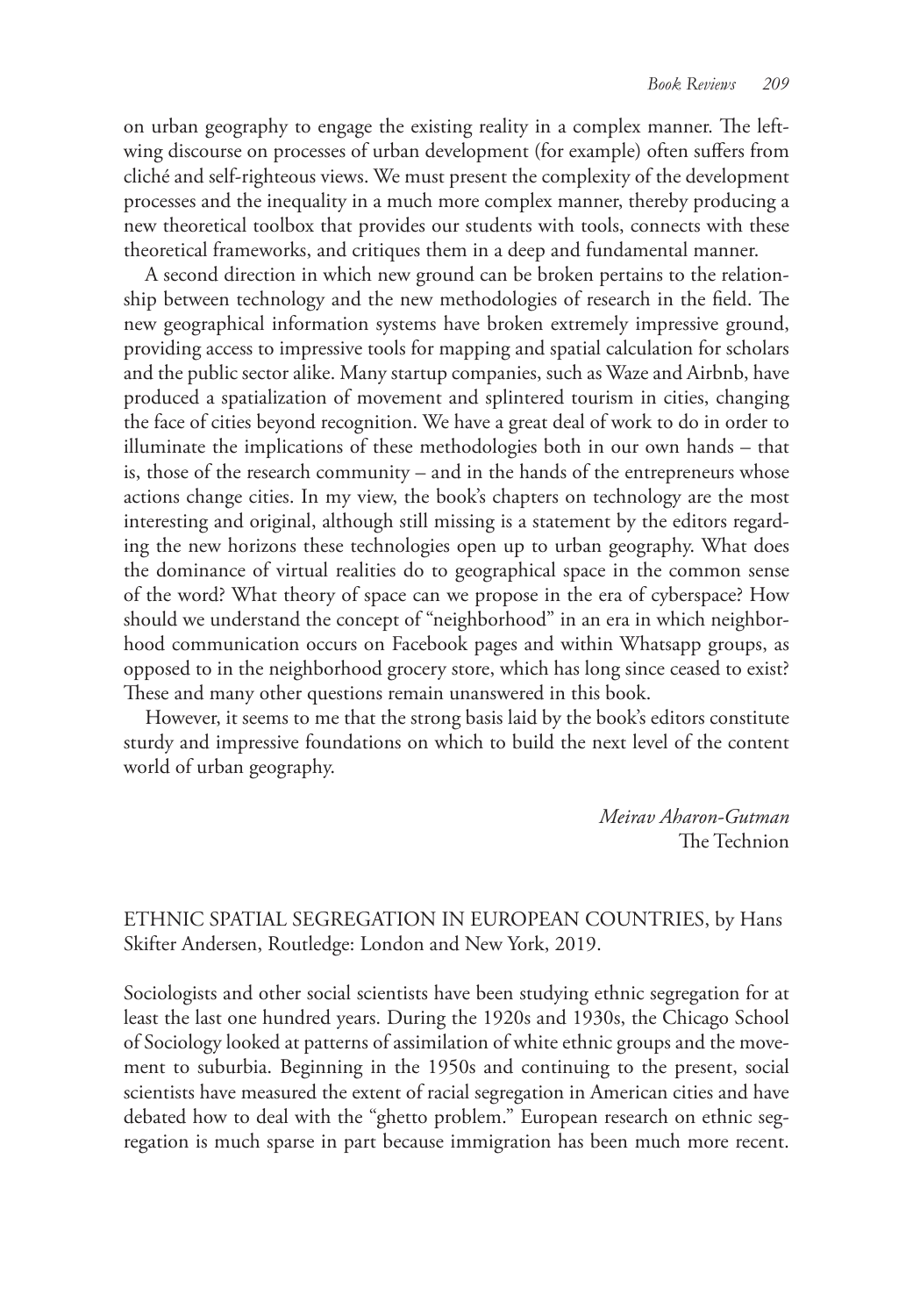on urban geography to engage the existing reality in a complex manner. The left-wing discourse on processes of urban development (for example) often suffers from cliché and self-righteous views. We must present the complexity of the development processes and the inequality in a much more complex manner, thereby producing a new theoretical toolbox that provides our students with tools, connects with these theoretical frameworks, and critiques them in a deep and fundamental manner.

A second direction in which new ground can be broken pertains to the relationship between technology and the new methodologies of research in the field. The new geographical information systems have broken extremely impressive ground, providing access to impressive tools for mapping and spatial calculation for scholars and the public sector alike. Many startup companies, such as Waze and Airbnb, have produced a spatialization of movement and splintered tourism in cities, changing the face of cities beyond recognition. We have a great deal of work to do in order to illuminate the implications of these methodologies both in our own hands – that is, those of the research community – and in the hands of the entrepreneurs whose actions change cities. In my view, the book's chapters on technology are the most interesting and original, although still missing is a statement by the editors regarding the new horizons these technologies open up to urban geography. What does the dominance of virtual realities do to geographical space in the common sense of the word? What theory of space can we propose in the era of cyberspace? How should we understand the concept of "neighborhood" in an era in which neighborhood communication occurs on Facebook pages and within Whatsapp groups, as opposed to in the neighborhood grocery store, which has long since ceased to exist? These and many other questions remain unanswered in this book.

However, it seems to me that the strong basis laid by the book's editors constitute sturdy and impressive foundations on which to build the next level of the content world of urban geography.

*Meirav Aharon-Gutman*
The Technion

ETHNIC SPATIAL SEGREGATION IN EUROPEAN COUNTRIES, by Hans Skifter Andersen, Routledge: London and New York, 2019.

Sociologists and other social scientists have been studying ethnic segregation for at least the last one hundred years. During the 1920s and 1930s, the Chicago School of Sociology looked at patterns of assimilation of white ethnic groups and the movement to suburbia. Beginning in the 1950s and continuing to the present, social scientists have measured the extent of racial segregation in American cities and have debated how to deal with the "ghetto problem." European research on ethnic segregation is much sparse in part because immigration has been much more recent.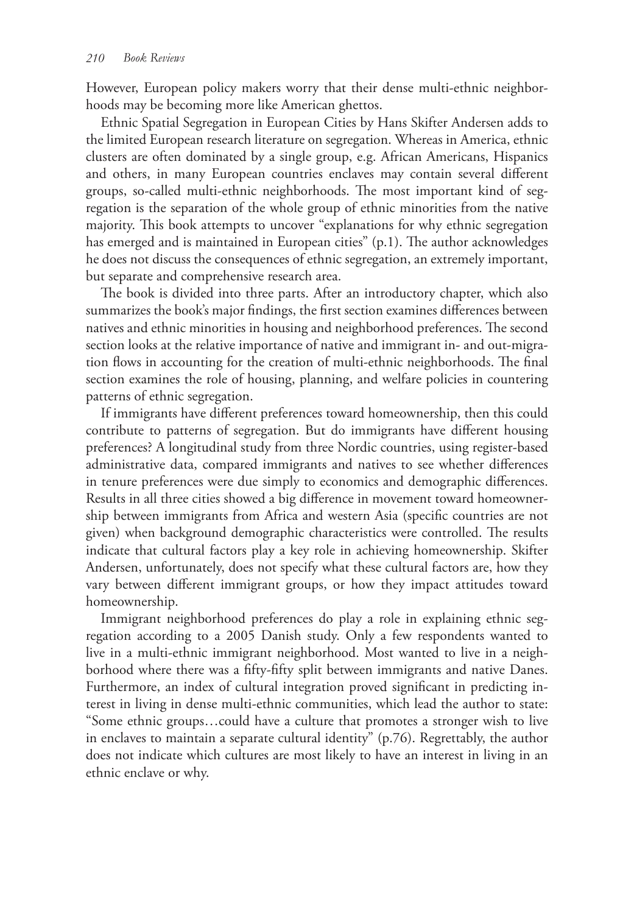However, European policy makers worry that their dense multi-ethnic neighborhoods may be becoming more like American ghettos.

Ethnic Spatial Segregation in European Cities by Hans Skifter Andersen adds to the limited European research literature on segregation. Whereas in America, ethnic clusters are often dominated by a single group, e.g. African Americans, Hispanics and others, in many European countries enclaves may contain several different groups, so-called multi-ethnic neighborhoods. The most important kind of segregation is the separation of the whole group of ethnic minorities from the native majority. This book attempts to uncover "explanations for why ethnic segregation has emerged and is maintained in European cities" (p.1). The author acknowledges he does not discuss the consequences of ethnic segregation, an extremely important, but separate and comprehensive research area.

The book is divided into three parts. After an introductory chapter, which also summarizes the book's major findings, the first section examines differences between natives and ethnic minorities in housing and neighborhood preferences. The second section looks at the relative importance of native and immigrant in- and out-migration flows in accounting for the creation of multi-ethnic neighborhoods. The final section examines the role of housing, planning, and welfare policies in countering patterns of ethnic segregation.

If immigrants have different preferences toward homeownership, then this could contribute to patterns of segregation. But do immigrants have different housing preferences? A longitudinal study from three Nordic countries, using register-based administrative data, compared immigrants and natives to see whether differences in tenure preferences were due simply to economics and demographic differences. Results in all three cities showed a big difference in movement toward homeownership between immigrants from Africa and western Asia (specific countries are not given) when background demographic characteristics were controlled. The results indicate that cultural factors play a key role in achieving homeownership. Skifter Andersen, unfortunately, does not specify what these cultural factors are, how they vary between different immigrant groups, or how they impact attitudes toward homeownership.

Immigrant neighborhood preferences do play a role in explaining ethnic segregation according to a 2005 Danish study. Only a few respondents wanted to live in a multi-ethnic immigrant neighborhood. Most wanted to live in a neighborhood where there was a fifty-fifty split between immigrants and native Danes. Furthermore, an index of cultural integration proved significant in predicting interest in living in dense multi-ethnic communities, which lead the author to state: "Some ethnic groups…could have a culture that promotes a stronger wish to live in enclaves to maintain a separate cultural identity" (p.76). Regrettably, the author does not indicate which cultures are most likely to have an interest in living in an ethnic enclave or why.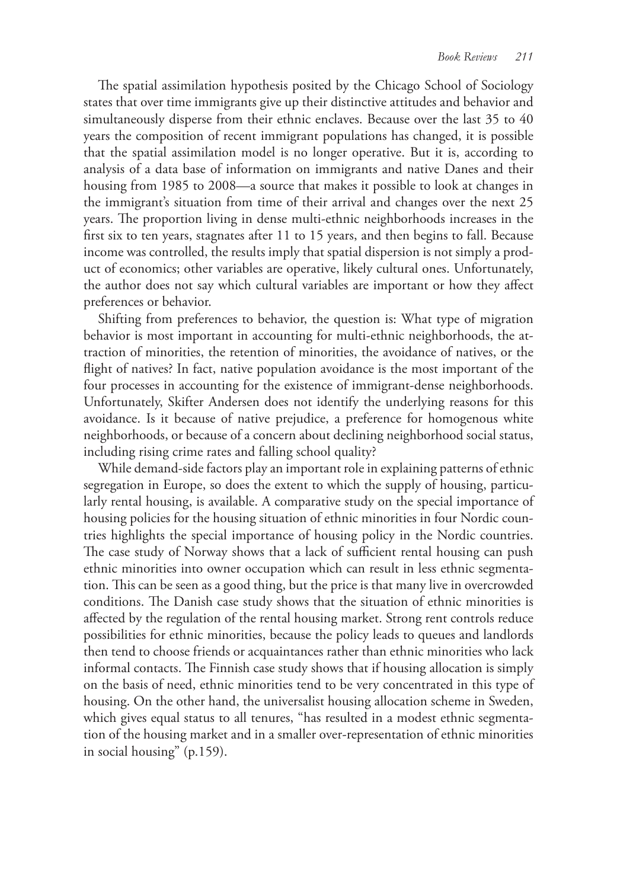The spatial assimilation hypothesis posited by the Chicago School of Sociology states that over time immigrants give up their distinctive attitudes and behavior and simultaneously disperse from their ethnic enclaves. Because over the last 35 to 40 years the composition of recent immigrant populations has changed, it is possible that the spatial assimilation model is no longer operative. But it is, according to analysis of a data base of information on immigrants and native Danes and their housing from 1985 to 2008—a source that makes it possible to look at changes in the immigrant's situation from time of their arrival and changes over the next 25 years. The proportion living in dense multi-ethnic neighborhoods increases in the first six to ten years, stagnates after 11 to 15 years, and then begins to fall. Because income was controlled, the results imply that spatial dispersion is not simply a product of economics; other variables are operative, likely cultural ones. Unfortunately, the author does not say which cultural variables are important or how they affect preferences or behavior.

Shifting from preferences to behavior, the question is: What type of migration behavior is most important in accounting for multi-ethnic neighborhoods, the attraction of minorities, the retention of minorities, the avoidance of natives, or the flight of natives? In fact, native population avoidance is the most important of the four processes in accounting for the existence of immigrant-dense neighborhoods. Unfortunately, Skifter Andersen does not identify the underlying reasons for this avoidance. Is it because of native prejudice, a preference for homogenous white neighborhoods, or because of a concern about declining neighborhood social status, including rising crime rates and falling school quality?

While demand-side factors play an important role in explaining patterns of ethnic segregation in Europe, so does the extent to which the supply of housing, particularly rental housing, is available. A comparative study on the special importance of housing policies for the housing situation of ethnic minorities in four Nordic countries highlights the special importance of housing policy in the Nordic countries. The case study of Norway shows that a lack of sufficient rental housing can push ethnic minorities into owner occupation which can result in less ethnic segmentation. This can be seen as a good thing, but the price is that many live in overcrowded conditions. The Danish case study shows that the situation of ethnic minorities is affected by the regulation of the rental housing market. Strong rent controls reduce possibilities for ethnic minorities, because the policy leads to queues and landlords then tend to choose friends or acquaintances rather than ethnic minorities who lack informal contacts. The Finnish case study shows that if housing allocation is simply on the basis of need, ethnic minorities tend to be very concentrated in this type of housing. On the other hand, the universalist housing allocation scheme in Sweden, which gives equal status to all tenures, "has resulted in a modest ethnic segmentation of the housing market and in a smaller over-representation of ethnic minorities in social housing" (p.159).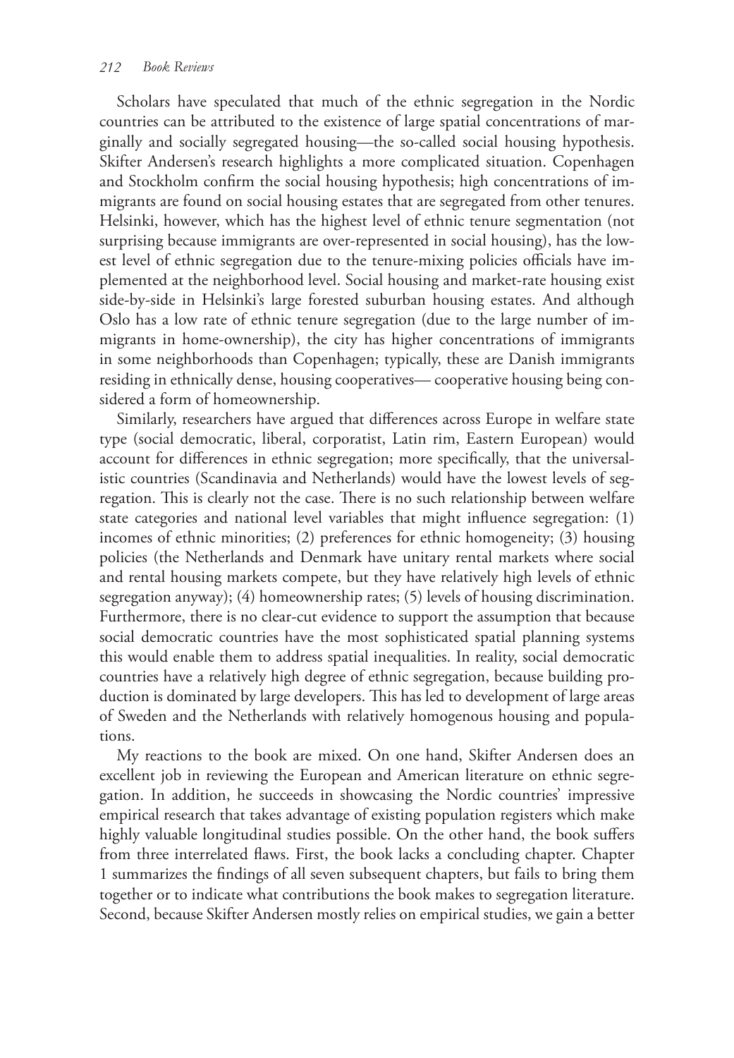Scholars have speculated that much of the ethnic segregation in the Nordic countries can be attributed to the existence of large spatial concentrations of marginally and socially segregated housing—the so-called social housing hypothesis. Skifter Andersen's research highlights a more complicated situation. Copenhagen and Stockholm confirm the social housing hypothesis; high concentrations of immigrants are found on social housing estates that are segregated from other tenures. Helsinki, however, which has the highest level of ethnic tenure segmentation (not surprising because immigrants are over-represented in social housing), has the lowest level of ethnic segregation due to the tenure-mixing policies officials have implemented at the neighborhood level. Social housing and market-rate housing exist side-by-side in Helsinki's large forested suburban housing estates. And although Oslo has a low rate of ethnic tenure segregation (due to the large number of immigrants in home-ownership), the city has higher concentrations of immigrants in some neighborhoods than Copenhagen; typically, these are Danish immigrants residing in ethnically dense, housing cooperatives— cooperative housing being considered a form of homeownership.

Similarly, researchers have argued that differences across Europe in welfare state type (social democratic, liberal, corporatist, Latin rim, Eastern European) would account for differences in ethnic segregation; more specifically, that the universalistic countries (Scandinavia and Netherlands) would have the lowest levels of segregation. This is clearly not the case. There is no such relationship between welfare state categories and national level variables that might influence segregation: (1) incomes of ethnic minorities; (2) preferences for ethnic homogeneity; (3) housing policies (the Netherlands and Denmark have unitary rental markets where social and rental housing markets compete, but they have relatively high levels of ethnic segregation anyway); (4) homeownership rates; (5) levels of housing discrimination. Furthermore, there is no clear-cut evidence to support the assumption that because social democratic countries have the most sophisticated spatial planning systems this would enable them to address spatial inequalities. In reality, social democratic countries have a relatively high degree of ethnic segregation, because building production is dominated by large developers. This has led to development of large areas of Sweden and the Netherlands with relatively homogenous housing and populations.

My reactions to the book are mixed. On one hand, Skifter Andersen does an excellent job in reviewing the European and American literature on ethnic segregation. In addition, he succeeds in showcasing the Nordic countries' impressive empirical research that takes advantage of existing population registers which make highly valuable longitudinal studies possible. On the other hand, the book suffers from three interrelated flaws. First, the book lacks a concluding chapter. Chapter 1 summarizes the findings of all seven subsequent chapters, but fails to bring them together or to indicate what contributions the book makes to segregation literature. Second, because Skifter Andersen mostly relies on empirical studies, we gain a better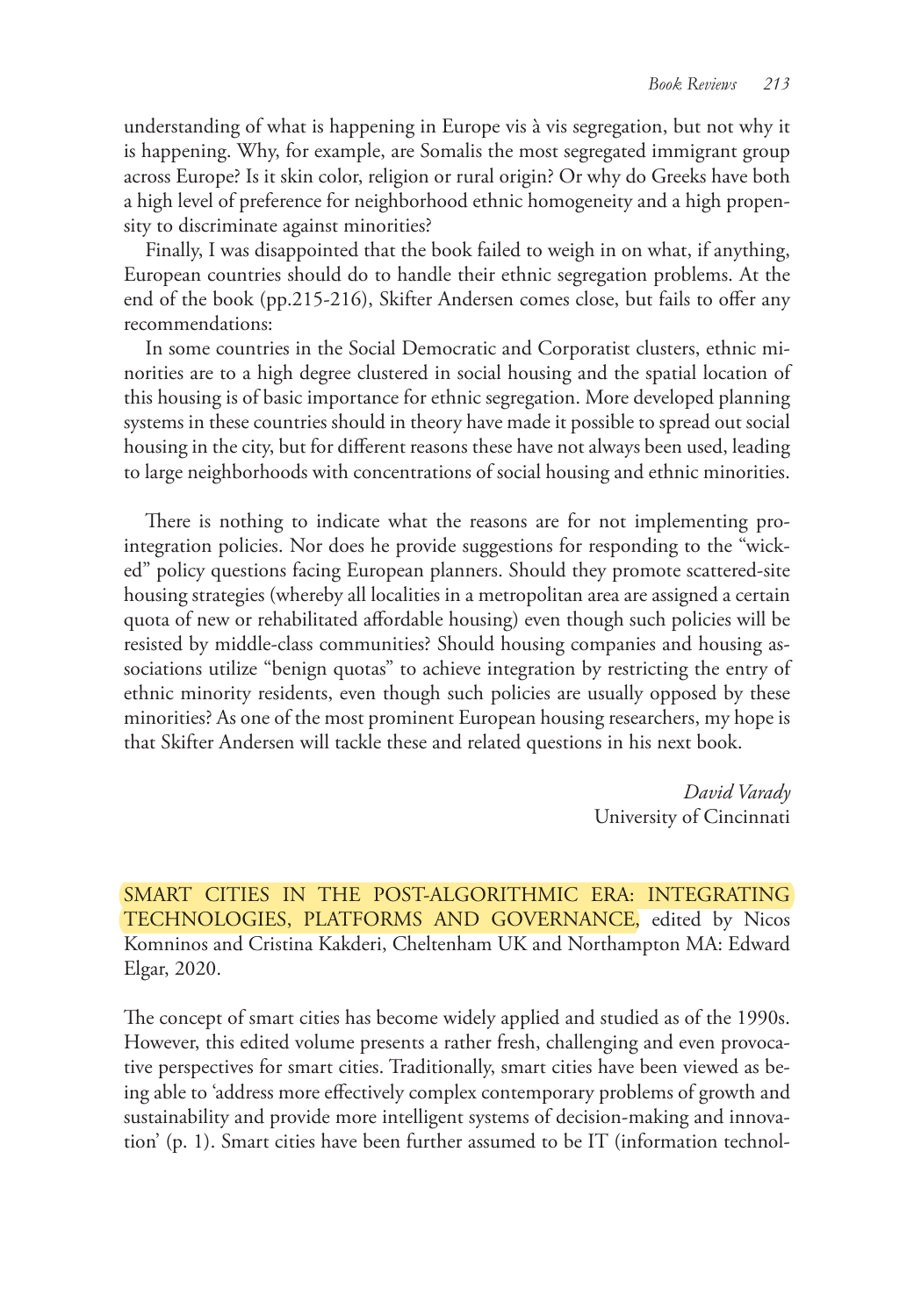understanding of what is happening in Europe vis à vis segregation, but not why it is happening. Why, for example, are Somalis the most segregated immigrant group across Europe? Is it skin color, religion or rural origin? Or why do Greeks have both a high level of preference for neighborhood ethnic homogeneity and a high propensity to discriminate against minorities?

Finally, I was disappointed that the book failed to weigh in on what, if anything, European countries should do to handle their ethnic segregation problems. At the end of the book (pp.215-216), Skifter Andersen comes close, but fails to offer any recommendations:

> In some countries in the Social Democratic and Corporatist clusters, ethnic minorities are to a high degree clustered in social housing and the spatial location of this housing is of basic importance for ethnic segregation. More developed planning systems in these countries should in theory have made it possible to spread out social housing in the city, but for different reasons these have not always been used, leading to large neighborhoods with concentrations of social housing and ethnic minorities.

There is nothing to indicate what the reasons are for not implementing pro-integration policies. Nor does he provide suggestions for responding to the "wicked" policy questions facing European planners. Should they promote scattered-site housing strategies (whereby all localities in a metropolitan area are assigned a certain quota of new or rehabilitated affordable housing) even though such policies will be resisted by middle-class communities? Should housing companies and housing associations utilize "benign quotas" to achieve integration by restricting the entry of ethnic minority residents, even though such policies are usually opposed by these minorities? As one of the most prominent European housing researchers, my hope is that Skifter Andersen will tackle these and related questions in his next book.

*David Varady*
University of Cincinnati

SMART CITIES IN THE POST-ALGORITHMIC ERA: INTEGRATING TECHNOLOGIES, PLATFORMS AND GOVERNANCE, edited by Nicos Komninos and Cristina Kakderi, Cheltenham UK and Northampton MA: Edward Elgar, 2020.

The concept of smart cities has become widely applied and studied as of the 1990s. However, this edited volume presents a rather fresh, challenging and even provocative perspectives for smart cities. Traditionally, smart cities have been viewed as being able to 'address more effectively complex contemporary problems of growth and sustainability and provide more intelligent systems of decision-making and innovation' (p. 1). Smart cities have been further assumed to be IT (information technol-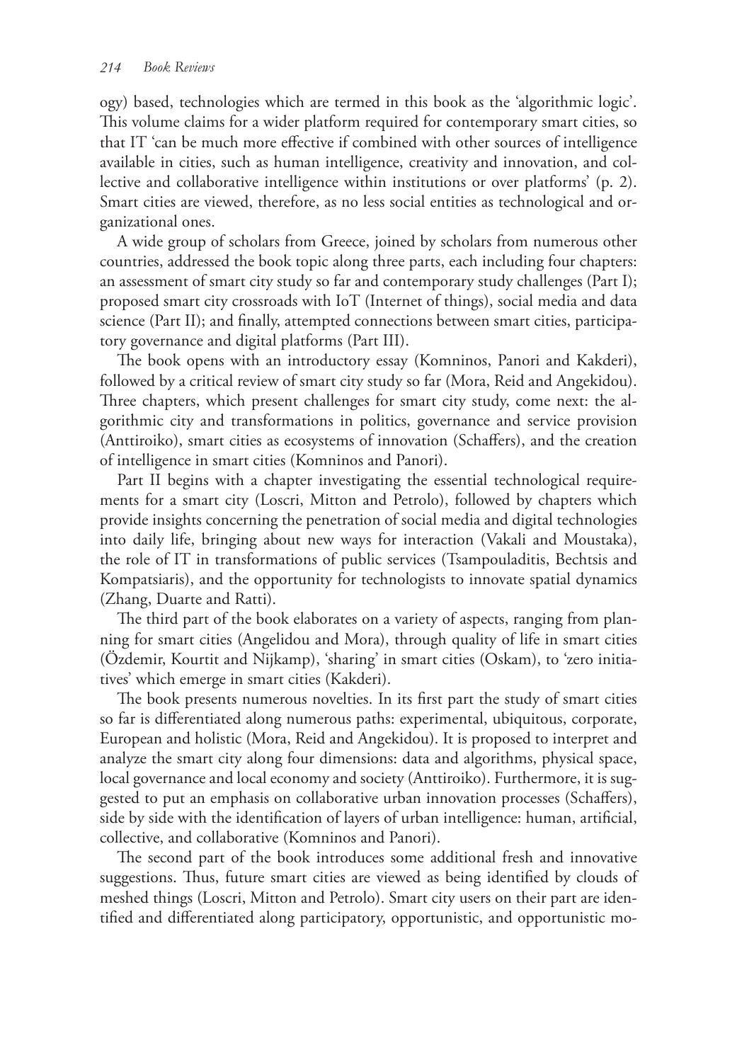ogy) based, technologies which are termed in this book as the 'algorithmic logic'. This volume claims for a wider platform required for contemporary smart cities, so that IT 'can be much more effective if combined with other sources of intelligence available in cities, such as human intelligence, creativity and innovation, and collective and collaborative intelligence within institutions or over platforms' (p. 2). Smart cities are viewed, therefore, as no less social entities as technological and organizational ones.

A wide group of scholars from Greece, joined by scholars from numerous other countries, addressed the book topic along three parts, each including four chapters: an assessment of smart city study so far and contemporary study challenges (Part I); proposed smart city crossroads with IoT (Internet of things), social media and data science (Part II); and finally, attempted connections between smart cities, participatory governance and digital platforms (Part III).

The book opens with an introductory essay (Komninos, Panori and Kakderi), followed by a critical review of smart city study so far (Mora, Reid and Angekidou). Three chapters, which present challenges for smart city study, come next: the algorithmic city and transformations in politics, governance and service provision (Anttiroiko), smart cities as ecosystems of innovation (Schaffers), and the creation of intelligence in smart cities (Komninos and Panori).

Part II begins with a chapter investigating the essential technological requirements for a smart city (Loscri, Mitton and Petrolo), followed by chapters which provide insights concerning the penetration of social media and digital technologies into daily life, bringing about new ways for interaction (Vakali and Moustaka), the role of IT in transformations of public services (Tsampouladitis, Bechtsis and Kompatsiaris), and the opportunity for technologists to innovate spatial dynamics (Zhang, Duarte and Ratti).

The third part of the book elaborates on a variety of aspects, ranging from planning for smart cities (Angelidou and Mora), through quality of life in smart cities (Özdemir, Kourtit and Nijkamp), 'sharing' in smart cities (Oskam), to 'zero initiatives' which emerge in smart cities (Kakderi).

The book presents numerous novelties. In its first part the study of smart cities so far is differentiated along numerous paths: experimental, ubiquitous, corporate, European and holistic (Mora, Reid and Angekidou). It is proposed to interpret and analyze the smart city along four dimensions: data and algorithms, physical space, local governance and local economy and society (Anttiroiko). Furthermore, it is suggested to put an emphasis on collaborative urban innovation processes (Schaffers), side by side with the identification of layers of urban intelligence: human, artificial, collective, and collaborative (Komninos and Panori).

The second part of the book introduces some additional fresh and innovative suggestions. Thus, future smart cities are viewed as being identified by clouds of meshed things (Loscri, Mitton and Petrolo). Smart city users on their part are identified and differentiated along participatory, opportunistic, and opportunistic mo-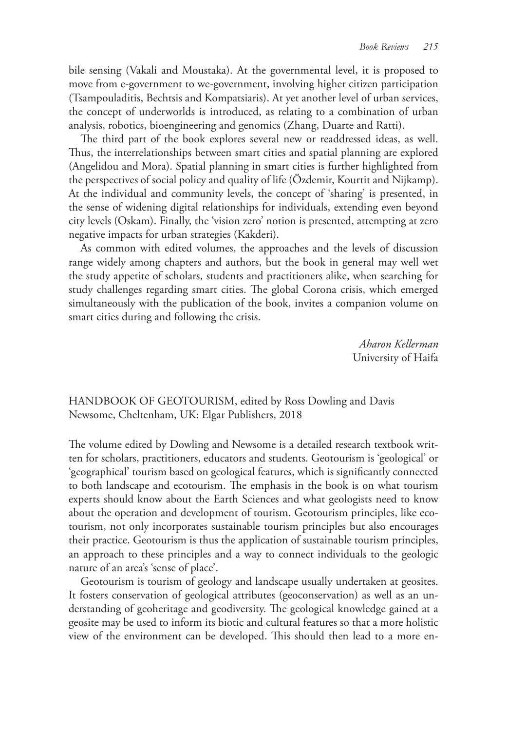bile sensing (Vakali and Moustaka). At the governmental level, it is proposed to move from e-government to we-government, involving higher citizen participation (Tsampouladitis, Bechtsis and Kompatsiaris). At yet another level of urban services, the concept of underworlds is introduced, as relating to a combination of urban analysis, robotics, bioengineering and genomics (Zhang, Duarte and Ratti).

The third part of the book explores several new or readdressed ideas, as well. Thus, the interrelationships between smart cities and spatial planning are explored (Angelidou and Mora). Spatial planning in smart cities is further highlighted from the perspectives of social policy and quality of life (Özdemir, Kourtit and Nijkamp). At the individual and community levels, the concept of 'sharing' is presented, in the sense of widening digital relationships for individuals, extending even beyond city levels (Oskam). Finally, the 'vision zero' notion is presented, attempting at zero negative impacts for urban strategies (Kakderi).

As common with edited volumes, the approaches and the levels of discussion range widely among chapters and authors, but the book in general may well wet the study appetite of scholars, students and practitioners alike, when searching for study challenges regarding smart cities. The global Corona crisis, which emerged simultaneously with the publication of the book, invites a companion volume on smart cities during and following the crisis.

*Aharon Kellerman*
University of Haifa

HANDBOOK OF GEOTOURISM, edited by Ross Dowling and Davis Newsome, Cheltenham, UK: Elgar Publishers, 2018

The volume edited by Dowling and Newsome is a detailed research textbook written for scholars, practitioners, educators and students. Geotourism is 'geological' or 'geographical' tourism based on geological features, which is significantly connected to both landscape and ecotourism. The emphasis in the book is on what tourism experts should know about the Earth Sciences and what geologists need to know about the operation and development of tourism. Geotourism principles, like ecotourism, not only incorporates sustainable tourism principles but also encourages their practice. Geotourism is thus the application of sustainable tourism principles, an approach to these principles and a way to connect individuals to the geologic nature of an area's 'sense of place'.

Geotourism is tourism of geology and landscape usually undertaken at geosites. It fosters conservation of geological attributes (geoconservation) as well as an understanding of geoheritage and geodiversity. The geological knowledge gained at a geosite may be used to inform its biotic and cultural features so that a more holistic view of the environment can be developed. This should then lead to a more en-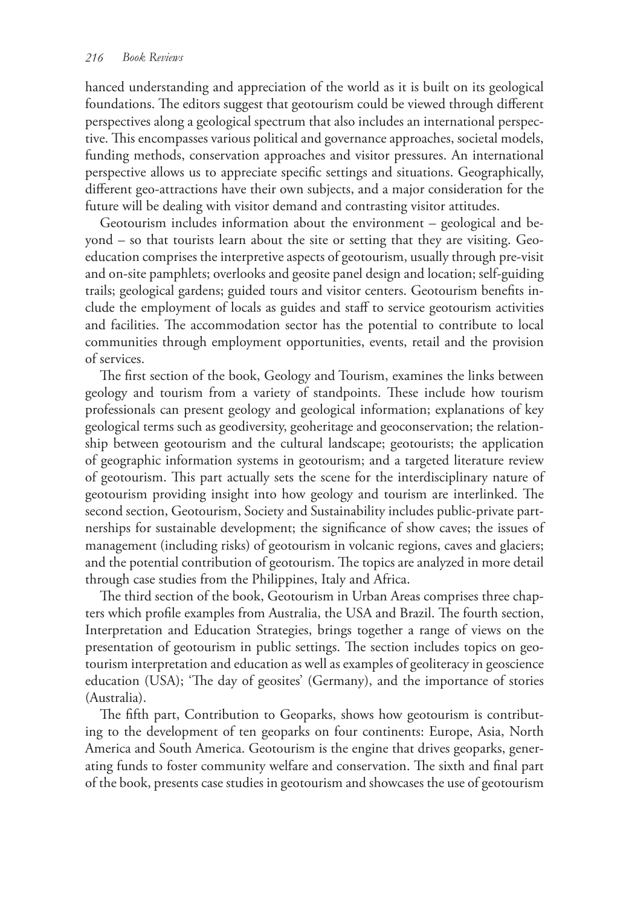hanced understanding and appreciation of the world as it is built on its geological foundations. The editors suggest that geotourism could be viewed through different perspectives along a geological spectrum that also includes an international perspective. This encompasses various political and governance approaches, societal models, funding methods, conservation approaches and visitor pressures. An international perspective allows us to appreciate specific settings and situations. Geographically, different geo-attractions have their own subjects, and a major consideration for the future will be dealing with visitor demand and contrasting visitor attitudes.

Geotourism includes information about the environment – geological and beyond – so that tourists learn about the site or setting that they are visiting. Geo-education comprises the interpretive aspects of geotourism, usually through pre-visit and on-site pamphlets; overlooks and geosite panel design and location; self-guiding trails; geological gardens; guided tours and visitor centers. Geotourism benefits include the employment of locals as guides and staff to service geotourism activities and facilities. The accommodation sector has the potential to contribute to local communities through employment opportunities, events, retail and the provision of services.

The first section of the book, Geology and Tourism, examines the links between geology and tourism from a variety of standpoints. These include how tourism professionals can present geology and geological information; explanations of key geological terms such as geodiversity, geoheritage and geoconservation; the relationship between geotourism and the cultural landscape; geotourists; the application of geographic information systems in geotourism; and a targeted literature review of geotourism. This part actually sets the scene for the interdisciplinary nature of geotourism providing insight into how geology and tourism are interlinked. The second section, Geotourism, Society and Sustainability includes public-private partnerships for sustainable development; the significance of show caves; the issues of management (including risks) of geotourism in volcanic regions, caves and glaciers; and the potential contribution of geotourism. The topics are analyzed in more detail through case studies from the Philippines, Italy and Africa.

The third section of the book, Geotourism in Urban Areas comprises three chapters which profile examples from Australia, the USA and Brazil. The fourth section, Interpretation and Education Strategies, brings together a range of views on the presentation of geotourism in public settings. The section includes topics on geotourism interpretation and education as well as examples of geoliteracy in geoscience education (USA); 'The day of geosites' (Germany), and the importance of stories (Australia).

The fifth part, Contribution to Geoparks, shows how geotourism is contributing to the development of ten geoparks on four continents: Europe, Asia, North America and South America. Geotourism is the engine that drives geoparks, generating funds to foster community welfare and conservation. The sixth and final part of the book, presents case studies in geotourism and showcases the use of geotourism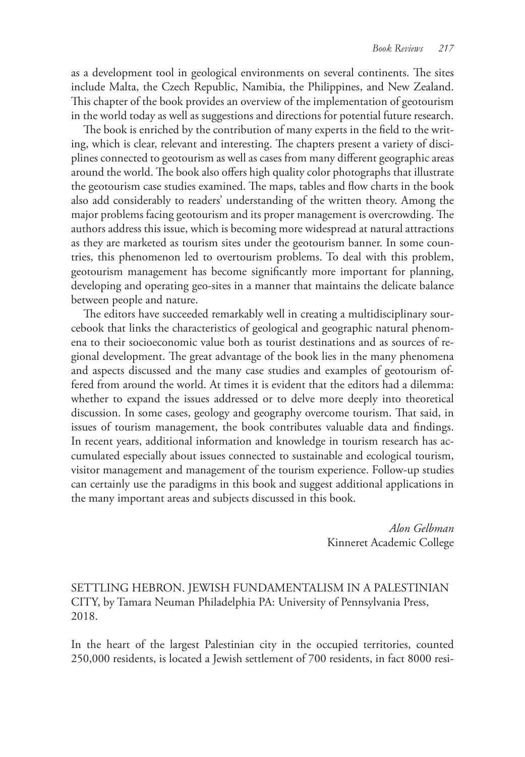as a development tool in geological environments on several continents. The sites include Malta, the Czech Republic, Namibia, the Philippines, and New Zealand. This chapter of the book provides an overview of the implementation of geotourism in the world today as well as suggestions and directions for potential future research.

The book is enriched by the contribution of many experts in the field to the writing, which is clear, relevant and interesting. The chapters present a variety of disciplines connected to geotourism as well as cases from many different geographic areas around the world. The book also offers high quality color photographs that illustrate the geotourism case studies examined. The maps, tables and flow charts in the book also add considerably to readers' understanding of the written theory. Among the major problems facing geotourism and its proper management is overcrowding. The authors address this issue, which is becoming more widespread at natural attractions as they are marketed as tourism sites under the geotourism banner. In some countries, this phenomenon led to overtourism problems. To deal with this problem, geotourism management has become significantly more important for planning, developing and operating geo-sites in a manner that maintains the delicate balance between people and nature.

The editors have succeeded remarkably well in creating a multidisciplinary sourcebook that links the characteristics of geological and geographic natural phenomena to their socioeconomic value both as tourist destinations and as sources of regional development. The great advantage of the book lies in the many phenomena and aspects discussed and the many case studies and examples of geotourism offered from around the world. At times it is evident that the editors had a dilemma: whether to expand the issues addressed or to delve more deeply into theoretical discussion. In some cases, geology and geography overcome tourism. That said, in issues of tourism management, the book contributes valuable data and findings. In recent years, additional information and knowledge in tourism research has accumulated especially about issues connected to sustainable and ecological tourism, visitor management and management of the tourism experience. Follow-up studies can certainly use the paradigms in this book and suggest additional applications in the many important areas and subjects discussed in this book.

*Alon Gelbman*
Kinneret Academic College

SETTLING HEBRON. JEWISH FUNDAMENTALISM IN A PALESTINIAN CITY, by Tamara Neuman Philadelphia PA: University of Pennsylvania Press, 2018.

In the heart of the largest Palestinian city in the occupied territories, counted 250,000 residents, is located a Jewish settlement of 700 residents, in fact 8000 resi-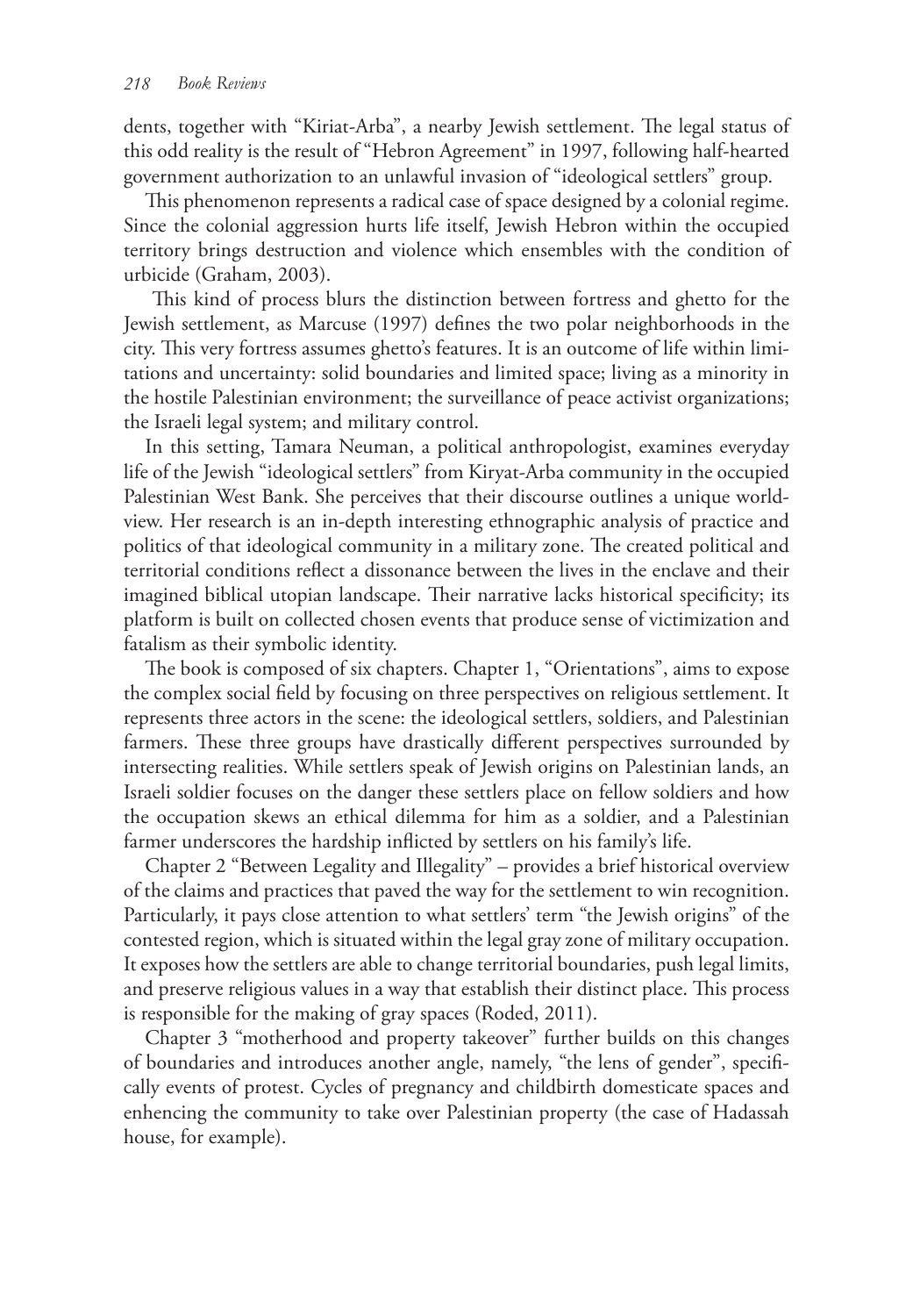dents, together with "Kiriat-Arba", a nearby Jewish settlement. The legal status of this odd reality is the result of "Hebron Agreement" in 1997, following half-hearted government authorization to an unlawful invasion of "ideological settlers" group.

This phenomenon represents a radical case of space designed by a colonial regime. Since the colonial aggression hurts life itself, Jewish Hebron within the occupied territory brings destruction and violence which ensembles with the condition of urbicide (Graham, 2003).

This kind of process blurs the distinction between fortress and ghetto for the Jewish settlement, as Marcuse (1997) defines the two polar neighborhoods in the city. This very fortress assumes ghetto's features. It is an outcome of life within limitations and uncertainty: solid boundaries and limited space; living as a minority in the hostile Palestinian environment; the surveillance of peace activist organizations; the Israeli legal system; and military control.

In this setting, Tamara Neuman, a political anthropologist, examines everyday life of the Jewish "ideological settlers" from Kiryat-Arba community in the occupied Palestinian West Bank. She perceives that their discourse outlines a unique worldview. Her research is an in-depth interesting ethnographic analysis of practice and politics of that ideological community in a military zone. The created political and territorial conditions reflect a dissonance between the lives in the enclave and their imagined biblical utopian landscape. Their narrative lacks historical specificity; its platform is built on collected chosen events that produce sense of victimization and fatalism as their symbolic identity.

The book is composed of six chapters. Chapter 1, "Orientations", aims to expose the complex social field by focusing on three perspectives on religious settlement. It represents three actors in the scene: the ideological settlers, soldiers, and Palestinian farmers. These three groups have drastically different perspectives surrounded by intersecting realities. While settlers speak of Jewish origins on Palestinian lands, an Israeli soldier focuses on the danger these settlers place on fellow soldiers and how the occupation skews an ethical dilemma for him as a soldier, and a Palestinian farmer underscores the hardship inflicted by settlers on his family's life.

Chapter 2 "Between Legality and Illegality" – provides a brief historical overview of the claims and practices that paved the way for the settlement to win recognition. Particularly, it pays close attention to what settlers' term "the Jewish origins" of the contested region, which is situated within the legal gray zone of military occupation. It exposes how the settlers are able to change territorial boundaries, push legal limits, and preserve religious values in a way that establish their distinct place. This process is responsible for the making of gray spaces (Roded, 2011).

Chapter 3 "motherhood and property takeover" further builds on this changes of boundaries and introduces another angle, namely, "the lens of gender", specifically events of protest. Cycles of pregnancy and childbirth domesticate spaces and enhencing the community to take over Palestinian property (the case of Hadassah house, for example).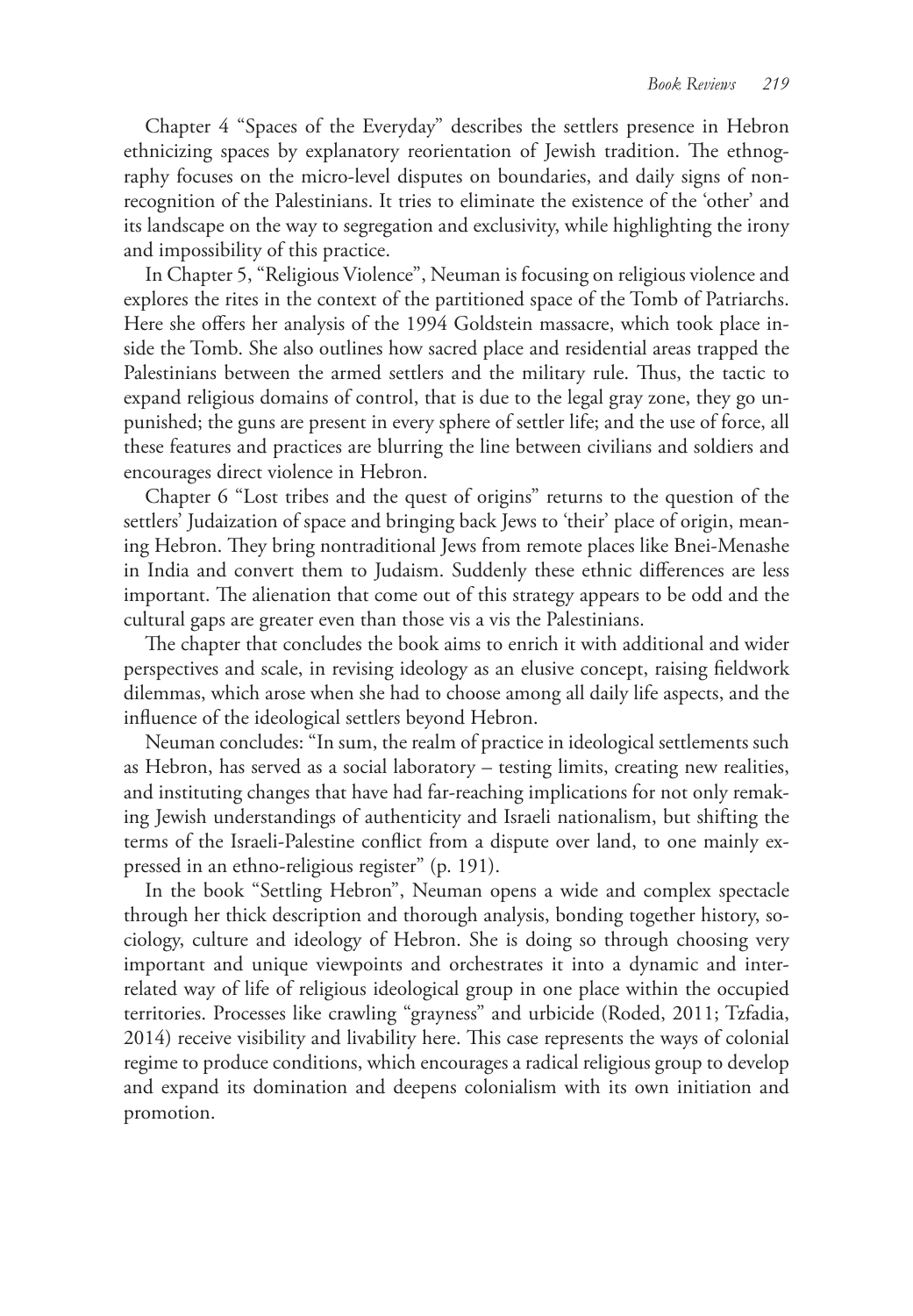Chapter 4 "Spaces of the Everyday" describes the settlers presence in Hebron ethnicizing spaces by explanatory reorientation of Jewish tradition. The ethnography focuses on the micro-level disputes on boundaries, and daily signs of nonrecognition of the Palestinians. It tries to eliminate the existence of the 'other' and its landscape on the way to segregation and exclusivity, while highlighting the irony and impossibility of this practice.

In Chapter 5, "Religious Violence", Neuman is focusing on religious violence and explores the rites in the context of the partitioned space of the Tomb of Patriarchs. Here she offers her analysis of the 1994 Goldstein massacre, which took place inside the Tomb. She also outlines how sacred place and residential areas trapped the Palestinians between the armed settlers and the military rule. Thus, the tactic to expand religious domains of control, that is due to the legal gray zone, they go unpunished; the guns are present in every sphere of settler life; and the use of force, all these features and practices are blurring the line between civilians and soldiers and encourages direct violence in Hebron.

Chapter 6 "Lost tribes and the quest of origins" returns to the question of the settlers' Judaization of space and bringing back Jews to 'their' place of origin, meaning Hebron. They bring nontraditional Jews from remote places like Bnei-Menashe in India and convert them to Judaism. Suddenly these ethnic differences are less important. The alienation that come out of this strategy appears to be odd and the cultural gaps are greater even than those vis a vis the Palestinians.

The chapter that concludes the book aims to enrich it with additional and wider perspectives and scale, in revising ideology as an elusive concept, raising fieldwork dilemmas, which arose when she had to choose among all daily life aspects, and the influence of the ideological settlers beyond Hebron.

Neuman concludes: "In sum, the realm of practice in ideological settlements such as Hebron, has served as a social laboratory – testing limits, creating new realities, and instituting changes that have had far-reaching implications for not only remaking Jewish understandings of authenticity and Israeli nationalism, but shifting the terms of the Israeli-Palestine conflict from a dispute over land, to one mainly expressed in an ethno-religious register" (p. 191).

In the book "Settling Hebron", Neuman opens a wide and complex spectacle through her thick description and thorough analysis, bonding together history, sociology, culture and ideology of Hebron. She is doing so through choosing very important and unique viewpoints and orchestrates it into a dynamic and interrelated way of life of religious ideological group in one place within the occupied territories. Processes like crawling "grayness" and urbicide (Roded, 2011; Tzfadia, 2014) receive visibility and livability here. This case represents the ways of colonial regime to produce conditions, which encourages a radical religious group to develop and expand its domination and deepens colonialism with its own initiation and promotion.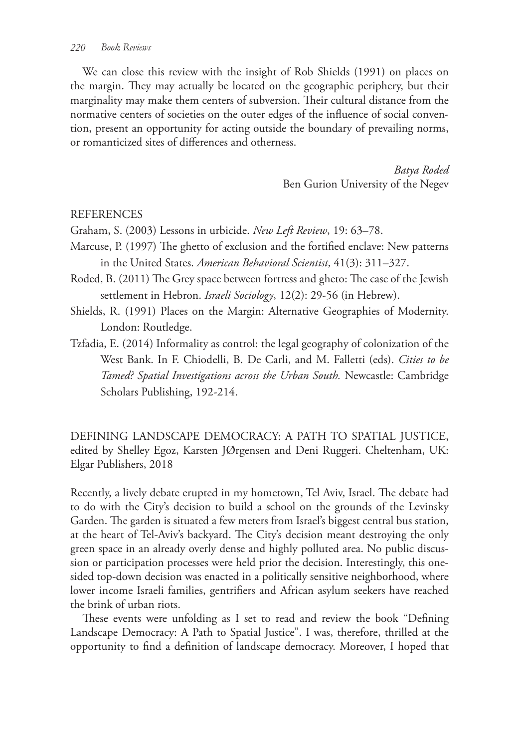We can close this review with the insight of Rob Shields (1991) on places on the margin. They may actually be located on the geographic periphery, but their marginality may make them centers of subversion. Their cultural distance from the normative centers of societies on the outer edges of the influence of social convention, present an opportunity for acting outside the boundary of prevailing norms, or romanticized sites of differences and otherness.

*Batya Roded*
Ben Gurion University of the Negev

REFERENCES

Graham, S. (2003) Lessons in urbicide. *New Left Review*, 19: 63–78.

Marcuse, P. (1997) The ghetto of exclusion and the fortified enclave: New patterns in the United States. *American Behavioral Scientist*, 41(3): 311–327.

Roded, B. (2011) The Grey space between fortress and gheto: The case of the Jewish settlement in Hebron. *Israeli Sociology*, 12(2): 29-56 (in Hebrew).

Shields, R. (1991) Places on the Margin: Alternative Geographies of Modernity. London: Routledge.

Tzfadia, E. (2014) Informality as control: the legal geography of colonization of the West Bank. In F. Chiodelli, B. De Carli, and M. Falletti (eds). *Cities to be Tamed? Spatial Investigations across the Urban South.* Newcastle: Cambridge Scholars Publishing, 192-214.

DEFINING LANDSCAPE DEMOCRACY: A PATH TO SPATIAL JUSTICE, edited by Shelley Egoz, Karsten JØrgensen and Deni Ruggeri. Cheltenham, UK: Elgar Publishers, 2018

Recently, a lively debate erupted in my hometown, Tel Aviv, Israel. The debate had to do with the City's decision to build a school on the grounds of the Levinsky Garden. The garden is situated a few meters from Israel's biggest central bus station, at the heart of Tel-Aviv's backyard. The City's decision meant destroying the only green space in an already overly dense and highly polluted area. No public discussion or participation processes were held prior the decision. Interestingly, this one-sided top-down decision was enacted in a politically sensitive neighborhood, where lower income Israeli families, gentrifiers and African asylum seekers have reached the brink of urban riots.

These events were unfolding as I set to read and review the book "Defining Landscape Democracy: A Path to Spatial Justice". I was, therefore, thrilled at the opportunity to find a definition of landscape democracy. Moreover, I hoped that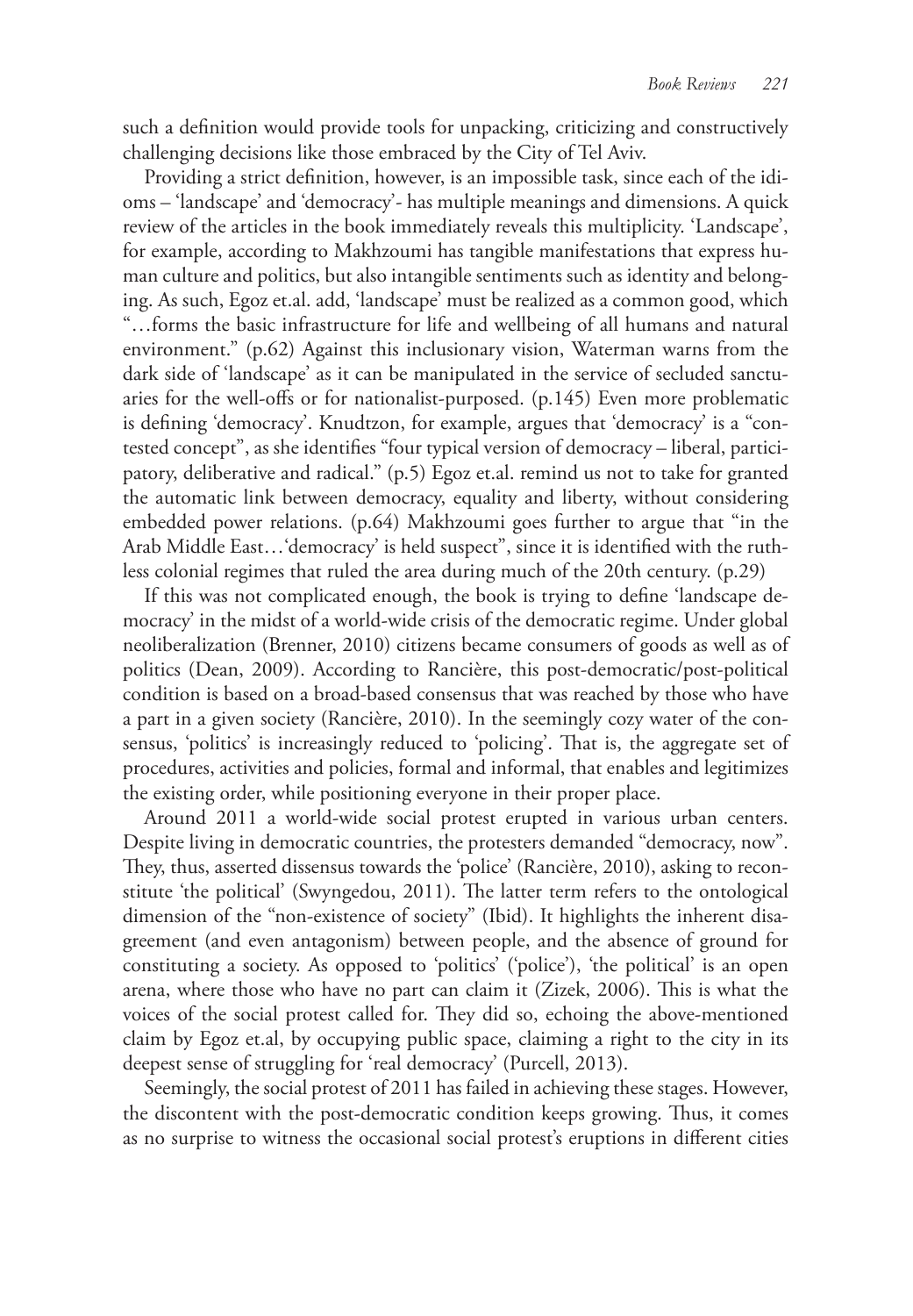such a definition would provide tools for unpacking, criticizing and constructively challenging decisions like those embraced by the City of Tel Aviv.

Providing a strict definition, however, is an impossible task, since each of the idioms – 'landscape' and 'democracy'- has multiple meanings and dimensions. A quick review of the articles in the book immediately reveals this multiplicity. 'Landscape', for example, according to Makhzoumi has tangible manifestations that express human culture and politics, but also intangible sentiments such as identity and belonging. As such, Egoz et.al. add, 'landscape' must be realized as a common good, which "…forms the basic infrastructure for life and wellbeing of all humans and natural environment." (p.62) Against this inclusionary vision, Waterman warns from the dark side of 'landscape' as it can be manipulated in the service of secluded sanctuaries for the well-offs or for nationalist-purposed. (p.145) Even more problematic is defining 'democracy'. Knudtzon, for example, argues that 'democracy' is a "contested concept", as she identifies "four typical version of democracy – liberal, participatory, deliberative and radical." (p.5) Egoz et.al. remind us not to take for granted the automatic link between democracy, equality and liberty, without considering embedded power relations. (p.64) Makhzoumi goes further to argue that "in the Arab Middle East…'democracy' is held suspect", since it is identified with the ruthless colonial regimes that ruled the area during much of the 20th century. (p.29)

If this was not complicated enough, the book is trying to define 'landscape democracy' in the midst of a world-wide crisis of the democratic regime. Under global neoliberalization (Brenner, 2010) citizens became consumers of goods as well as of politics (Dean, 2009). According to Rancière, this post-democratic/post-political condition is based on a broad-based consensus that was reached by those who have a part in a given society (Rancière, 2010). In the seemingly cozy water of the consensus, 'politics' is increasingly reduced to 'policing'. That is, the aggregate set of procedures, activities and policies, formal and informal, that enables and legitimizes the existing order, while positioning everyone in their proper place.

Around 2011 a world-wide social protest erupted in various urban centers. Despite living in democratic countries, the protesters demanded "democracy, now". They, thus, asserted dissensus towards the 'police' (Rancière, 2010), asking to reconstitute 'the political' (Swyngedou, 2011). The latter term refers to the ontological dimension of the "non-existence of society" (Ibid). It highlights the inherent disagreement (and even antagonism) between people, and the absence of ground for constituting a society. As opposed to 'politics' ('police'), 'the political' is an open arena, where those who have no part can claim it (Zizek, 2006). This is what the voices of the social protest called for. They did so, echoing the above-mentioned claim by Egoz et.al, by occupying public space, claiming a right to the city in its deepest sense of struggling for 'real democracy' (Purcell, 2013).

Seemingly, the social protest of 2011 has failed in achieving these stages. However, the discontent with the post-democratic condition keeps growing. Thus, it comes as no surprise to witness the occasional social protest's eruptions in different cities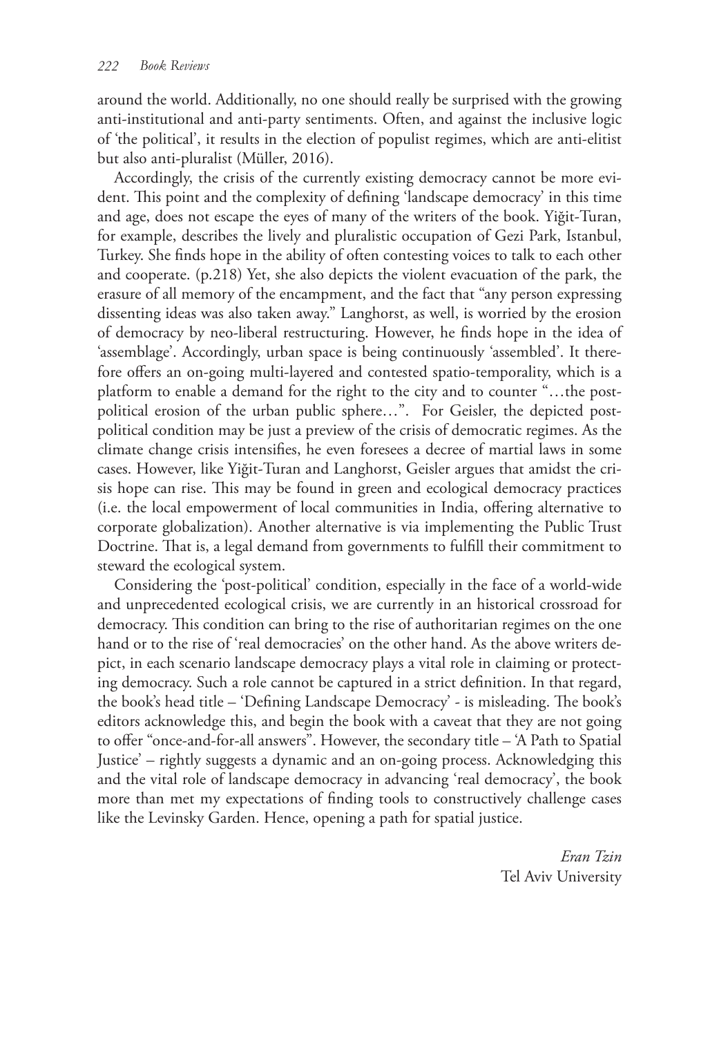around the world. Additionally, no one should really be surprised with the growing anti-institutional and anti-party sentiments. Often, and against the inclusive logic of 'the political', it results in the election of populist regimes, which are anti-elitist but also anti-pluralist (Müller, 2016).

Accordingly, the crisis of the currently existing democracy cannot be more evident. This point and the complexity of defining 'landscape democracy' in this time and age, does not escape the eyes of many of the writers of the book. Yiğit-Turan, for example, describes the lively and pluralistic occupation of Gezi Park, Istanbul, Turkey. She finds hope in the ability of often contesting voices to talk to each other and cooperate. (p.218) Yet, she also depicts the violent evacuation of the park, the erasure of all memory of the encampment, and the fact that "any person expressing dissenting ideas was also taken away." Langhorst, as well, is worried by the erosion of democracy by neo-liberal restructuring. However, he finds hope in the idea of 'assemblage'. Accordingly, urban space is being continuously 'assembled'. It therefore offers an on-going multi-layered and contested spatio-temporality, which is a platform to enable a demand for the right to the city and to counter "…the post-political erosion of the urban public sphere…". For Geisler, the depicted post-political condition may be just a preview of the crisis of democratic regimes. As the climate change crisis intensifies, he even foresees a decree of martial laws in some cases. However, like Yiğit-Turan and Langhorst, Geisler argues that amidst the crisis hope can rise. This may be found in green and ecological democracy practices (i.e. the local empowerment of local communities in India, offering alternative to corporate globalization). Another alternative is via implementing the Public Trust Doctrine. That is, a legal demand from governments to fulfill their commitment to steward the ecological system.

Considering the 'post-political' condition, especially in the face of a world-wide and unprecedented ecological crisis, we are currently in an historical crossroad for democracy. This condition can bring to the rise of authoritarian regimes on the one hand or to the rise of 'real democracies' on the other hand. As the above writers depict, in each scenario landscape democracy plays a vital role in claiming or protecting democracy. Such a role cannot be captured in a strict definition. In that regard, the book's head title – 'Defining Landscape Democracy' - is misleading. The book's editors acknowledge this, and begin the book with a caveat that they are not going to offer "once-and-for-all answers". However, the secondary title – 'A Path to Spatial Justice' – rightly suggests a dynamic and an on-going process. Acknowledging this and the vital role of landscape democracy in advancing 'real democracy', the book more than met my expectations of finding tools to constructively challenge cases like the Levinsky Garden. Hence, opening a path for spatial justice.

*Eran Tzin*
Tel Aviv University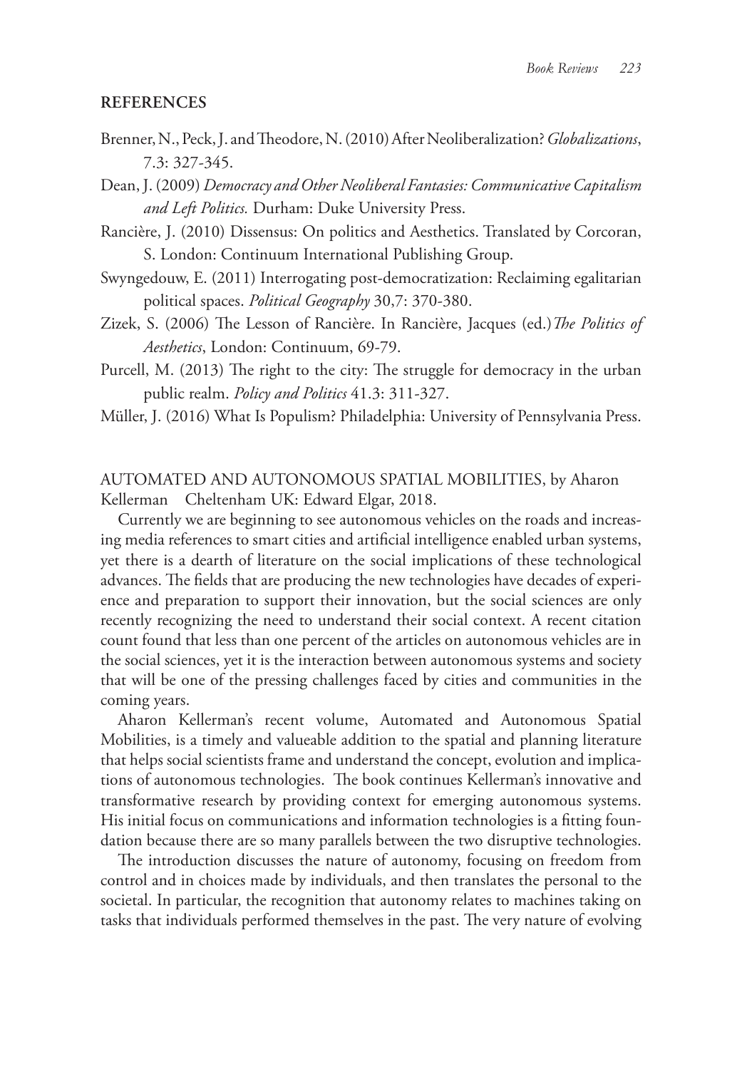## REFERENCES

Brenner, N., Peck, J. and Theodore, N. (2010) After Neoliberalization? *Globalizations*, 7.3: 327-345.

Dean, J. (2009) *Democracy and Other Neoliberal Fantasies: Communicative Capitalism and Left Politics.* Durham: Duke University Press.

Rancière, J. (2010) Dissensus: On politics and Aesthetics. Translated by Corcoran, S. London: Continuum International Publishing Group.

Swyngedouw, E. (2011) Interrogating post-democratization: Reclaiming egalitarian political spaces. *Political Geography* 30,7: 370-380.

Zizek, S. (2006) The Lesson of Rancière. In Rancière, Jacques (ed.) *The Politics of Aesthetics*, London: Continuum, 69-79.

Purcell, M. (2013) The right to the city: The struggle for democracy in the urban public realm. *Policy and Politics* 41.3: 311-327.

Müller, J. (2016) What Is Populism? Philadelphia: University of Pennsylvania Press.

AUTOMATED AND AUTONOMOUS SPATIAL MOBILITIES, by Aharon Kellerman Cheltenham UK: Edward Elgar, 2018.

Currently we are beginning to see autonomous vehicles on the roads and increasing media references to smart cities and artificial intelligence enabled urban systems, yet there is a dearth of literature on the social implications of these technological advances. The fields that are producing the new technologies have decades of experience and preparation to support their innovation, but the social sciences are only recently recognizing the need to understand their social context. A recent citation count found that less than one percent of the articles on autonomous vehicles are in the social sciences, yet it is the interaction between autonomous systems and society that will be one of the pressing challenges faced by cities and communities in the coming years.

Aharon Kellerman's recent volume, Automated and Autonomous Spatial Mobilities, is a timely and valueable addition to the spatial and planning literature that helps social scientists frame and understand the concept, evolution and implications of autonomous technologies. The book continues Kellerman's innovative and transformative research by providing context for emerging autonomous systems. His initial focus on communications and information technologies is a fitting foundation because there are so many parallels between the two disruptive technologies.

The introduction discusses the nature of autonomy, focusing on freedom from control and in choices made by individuals, and then translates the personal to the societal. In particular, the recognition that autonomy relates to machines taking on tasks that individuals performed themselves in the past. The very nature of evolving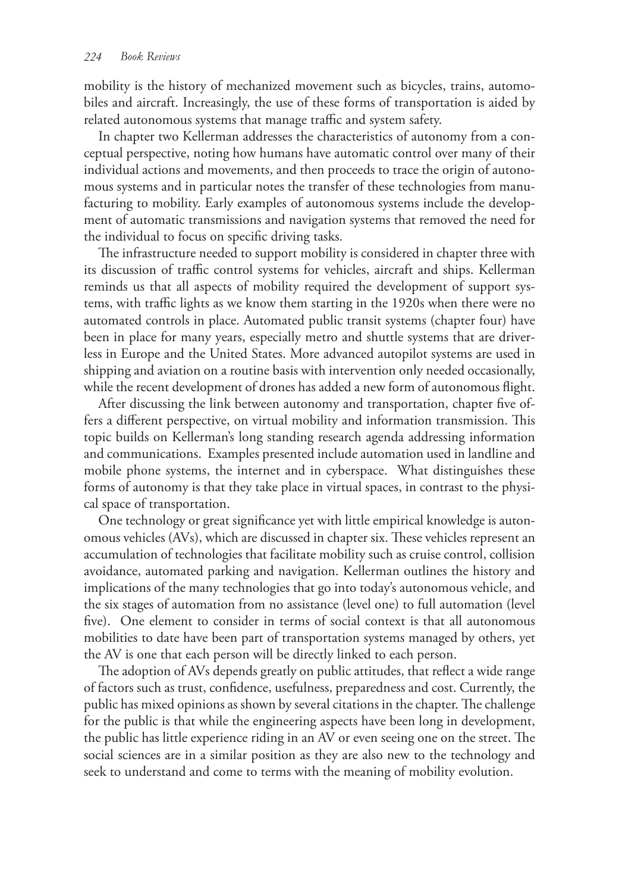mobility is the history of mechanized movement such as bicycles, trains, automobiles and aircraft. Increasingly, the use of these forms of transportation is aided by related autonomous systems that manage traffic and system safety.

In chapter two Kellerman addresses the characteristics of autonomy from a conceptual perspective, noting how humans have automatic control over many of their individual actions and movements, and then proceeds to trace the origin of autonomous systems and in particular notes the transfer of these technologies from manufacturing to mobility. Early examples of autonomous systems include the development of automatic transmissions and navigation systems that removed the need for the individual to focus on specific driving tasks.

The infrastructure needed to support mobility is considered in chapter three with its discussion of traffic control systems for vehicles, aircraft and ships. Kellerman reminds us that all aspects of mobility required the development of support systems, with traffic lights as we know them starting in the 1920s when there were no automated controls in place. Automated public transit systems (chapter four) have been in place for many years, especially metro and shuttle systems that are driverless in Europe and the United States. More advanced autopilot systems are used in shipping and aviation on a routine basis with intervention only needed occasionally, while the recent development of drones has added a new form of autonomous flight.

After discussing the link between autonomy and transportation, chapter five offers a different perspective, on virtual mobility and information transmission. This topic builds on Kellerman's long standing research agenda addressing information and communications. Examples presented include automation used in landline and mobile phone systems, the internet and in cyberspace. What distinguishes these forms of autonomy is that they take place in virtual spaces, in contrast to the physical space of transportation.

One technology or great significance yet with little empirical knowledge is autonomous vehicles (AVs), which are discussed in chapter six. These vehicles represent an accumulation of technologies that facilitate mobility such as cruise control, collision avoidance, automated parking and navigation. Kellerman outlines the history and implications of the many technologies that go into today's autonomous vehicle, and the six stages of automation from no assistance (level one) to full automation (level five). One element to consider in terms of social context is that all autonomous mobilities to date have been part of transportation systems managed by others, yet the AV is one that each person will be directly linked to each person.

The adoption of AVs depends greatly on public attitudes, that reflect a wide range of factors such as trust, confidence, usefulness, preparedness and cost. Currently, the public has mixed opinions as shown by several citations in the chapter. The challenge for the public is that while the engineering aspects have been long in development, the public has little experience riding in an AV or even seeing one on the street. The social sciences are in a similar position as they are also new to the technology and seek to understand and come to terms with the meaning of mobility evolution.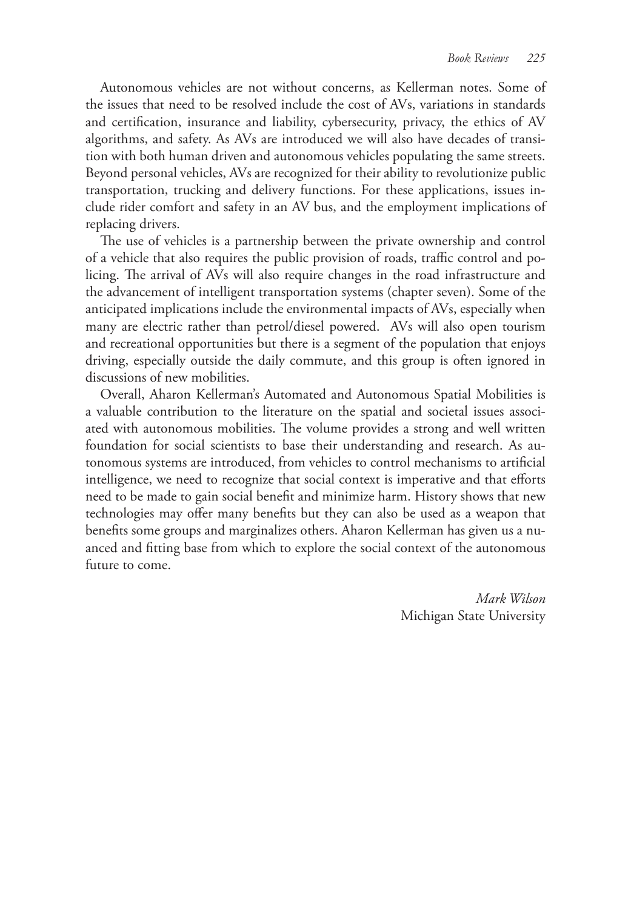Autonomous vehicles are not without concerns, as Kellerman notes. Some of the issues that need to be resolved include the cost of AVs, variations in standards and certification, insurance and liability, cybersecurity, privacy, the ethics of AV algorithms, and safety. As AVs are introduced we will also have decades of transition with both human driven and autonomous vehicles populating the same streets. Beyond personal vehicles, AVs are recognized for their ability to revolutionize public transportation, trucking and delivery functions. For these applications, issues include rider comfort and safety in an AV bus, and the employment implications of replacing drivers.

The use of vehicles is a partnership between the private ownership and control of a vehicle that also requires the public provision of roads, traffic control and policing. The arrival of AVs will also require changes in the road infrastructure and the advancement of intelligent transportation systems (chapter seven). Some of the anticipated implications include the environmental impacts of AVs, especially when many are electric rather than petrol/diesel powered. AVs will also open tourism and recreational opportunities but there is a segment of the population that enjoys driving, especially outside the daily commute, and this group is often ignored in discussions of new mobilities.

Overall, Aharon Kellerman's Automated and Autonomous Spatial Mobilities is a valuable contribution to the literature on the spatial and societal issues associated with autonomous mobilities. The volume provides a strong and well written foundation for social scientists to base their understanding and research. As autonomous systems are introduced, from vehicles to control mechanisms to artificial intelligence, we need to recognize that social context is imperative and that efforts need to be made to gain social benefit and minimize harm. History shows that new technologies may offer many benefits but they can also be used as a weapon that benefits some groups and marginalizes others. Aharon Kellerman has given us a nuanced and fitting base from which to explore the social context of the autonomous future to come.

*Mark Wilson*
Michigan State University